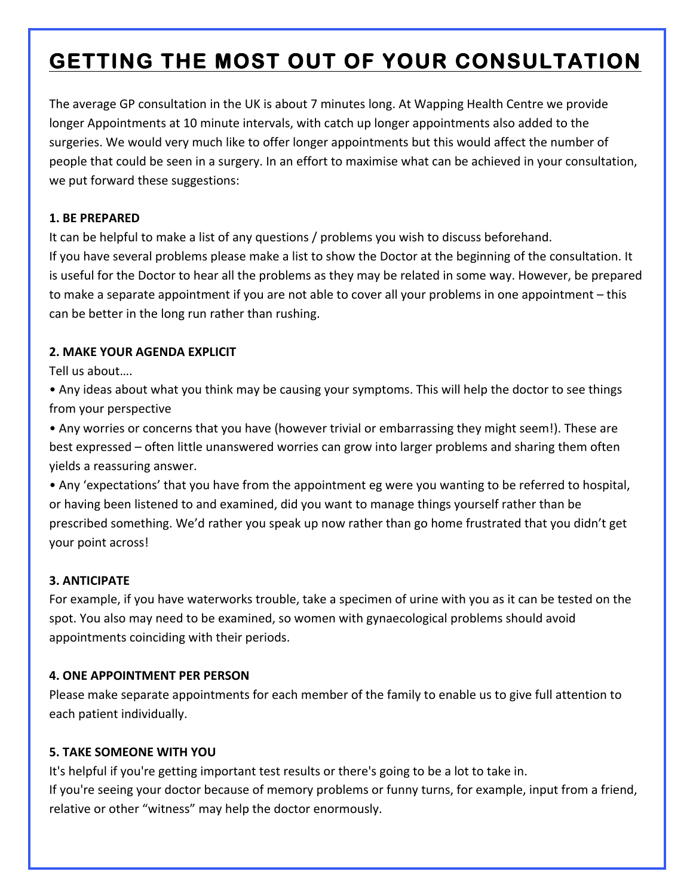# GETTING THE MOST OUT OF YOUR CONSULTATION

The average GP consultation in the UK is about 7 minutes long. At Wapping Health Centre we provide longer Appointments at 10 minute intervals, with catch up longer appointments also added to the surgeries. We would very much like to offer longer appointments but this would affect the number of people that could be seen in a surgery. In an effort to maximise what can be achieved in your consultation, we put forward these suggestions:

**1. BE PREPARED**

It can be helpful to make a list of any questions / problems you wish to discuss beforehand.
If you have several problems please make a list to show the Doctor at the beginning of the consultation. It is useful for the Doctor to hear all the problems as they may be related in some way. However, be prepared to make a separate appointment if you are not able to cover all your problems in one appointment – this can be better in the long run rather than rushing.

**2. MAKE YOUR AGENDA EXPLICIT**

Tell us about….

- Any ideas about what you think may be causing your symptoms. This will help the doctor to see things from your perspective
- Any worries or concerns that you have (however trivial or embarrassing they might seem!). These are best expressed – often little unanswered worries can grow into larger problems and sharing them often yields a reassuring answer.
- Any 'expectations' that you have from the appointment eg were you wanting to be referred to hospital, or having been listened to and examined, did you want to manage things yourself rather than be prescribed something. We'd rather you speak up now rather than go home frustrated that you didn't get your point across!

**3. ANTICIPATE**

For example, if you have waterworks trouble, take a specimen of urine with you as it can be tested on the spot. You also may need to be examined, so women with gynaecological problems should avoid appointments coinciding with their periods.

**4. ONE APPOINTMENT PER PERSON**

Please make separate appointments for each member of the family to enable us to give full attention to each patient individually.

**5. TAKE SOMEONE WITH YOU**

It's helpful if you're getting important test results or there's going to be a lot to take in.
If you're seeing your doctor because of memory problems or funny turns, for example, input from a friend, relative or other "witness" may help the doctor enormously.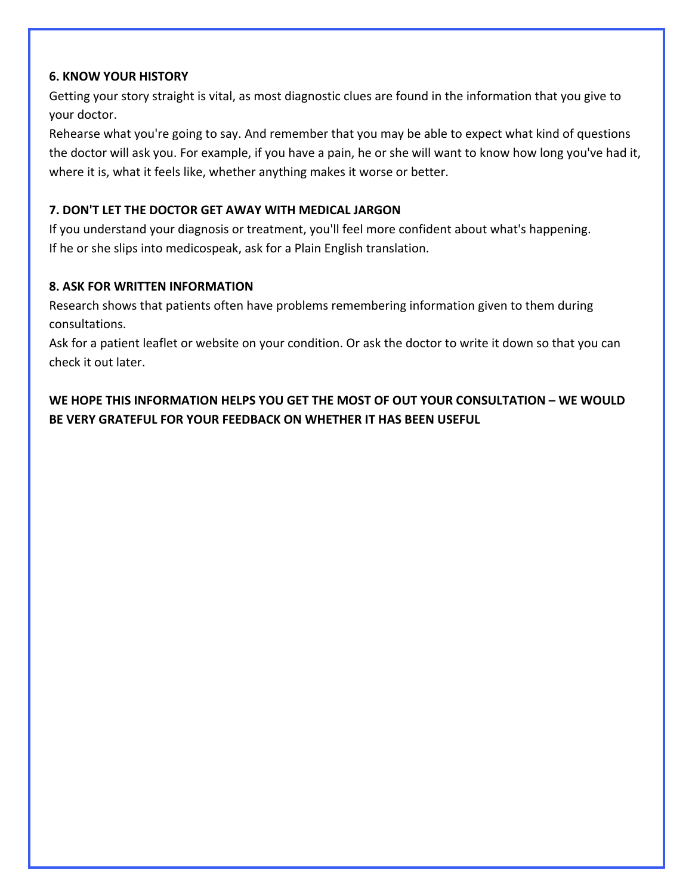**6. KNOW YOUR HISTORY**

Getting your story straight is vital, as most diagnostic clues are found in the information that you give to your doctor.

Rehearse what you're going to say. And remember that you may be able to expect what kind of questions the doctor will ask you. For example, if you have a pain, he or she will want to know how long you've had it, where it is, what it feels like, whether anything makes it worse or better.

**7. DON'T LET THE DOCTOR GET AWAY WITH MEDICAL JARGON**

If you understand your diagnosis or treatment, you'll feel more confident about what's happening.

If he or she slips into medicospeak, ask for a Plain English translation.

**8. ASK FOR WRITTEN INFORMATION**

Research shows that patients often have problems remembering information given to them during consultations.

Ask for a patient leaflet or website on your condition. Or ask the doctor to write it down so that you can check it out later.

**WE HOPE THIS INFORMATION HELPS YOU GET THE MOST OF OUT YOUR CONSULTATION – WE WOULD BE VERY GRATEFUL FOR YOUR FEEDBACK ON WHETHER IT HAS BEEN USEFUL**